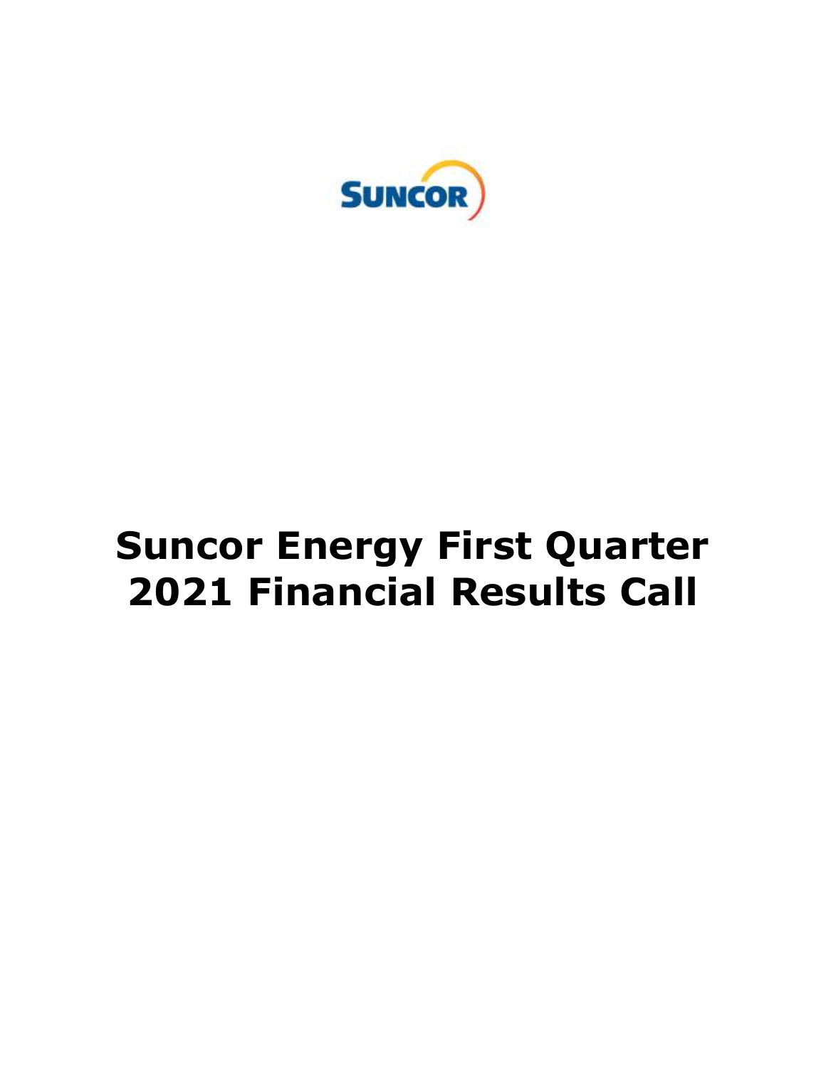SUNCOR

# Suncor Energy First Quarter 2021 Financial Results Call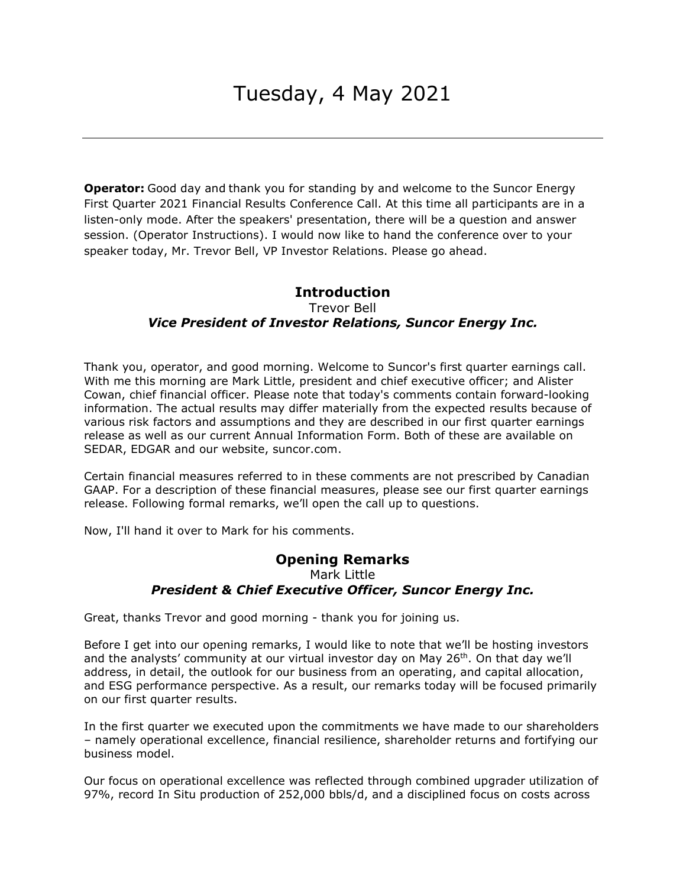# Tuesday, 4 May 2021

---

**Operator:** Good day and thank you for standing by and welcome to the Suncor Energy First Quarter 2021 Financial Results Conference Call. At this time all participants are in a listen-only mode. After the speakers' presentation, there will be a question and answer session. (Operator Instructions). I would now like to hand the conference over to your speaker today, Mr. Trevor Bell, VP Investor Relations. Please go ahead.

## Introduction

Trevor Bell

***Vice President of Investor Relations, Suncor Energy Inc.***

Thank you, operator, and good morning. Welcome to Suncor's first quarter earnings call. With me this morning are Mark Little, president and chief executive officer; and Alister Cowan, chief financial officer. Please note that today's comments contain forward-looking information. The actual results may differ materially from the expected results because of various risk factors and assumptions and they are described in our first quarter earnings release as well as our current Annual Information Form. Both of these are available on SEDAR, EDGAR and our website, suncor.com.

Certain financial measures referred to in these comments are not prescribed by Canadian GAAP. For a description of these financial measures, please see our first quarter earnings release. Following formal remarks, we'll open the call up to questions.

Now, I'll hand it over to Mark for his comments.

## Opening Remarks

Mark Little

***President & Chief Executive Officer, Suncor Energy Inc.***

Great, thanks Trevor and good morning - thank you for joining us.

Before I get into our opening remarks, I would like to note that we'll be hosting investors and the analysts' community at our virtual investor day on May 26th. On that day we'll address, in detail, the outlook for our business from an operating, and capital allocation, and ESG performance perspective. As a result, our remarks today will be focused primarily on our first quarter results.

In the first quarter we executed upon the commitments we have made to our shareholders – namely operational excellence, financial resilience, shareholder returns and fortifying our business model.

Our focus on operational excellence was reflected through combined upgrader utilization of 97%, record In Situ production of 252,000 bbls/d, and a disciplined focus on costs across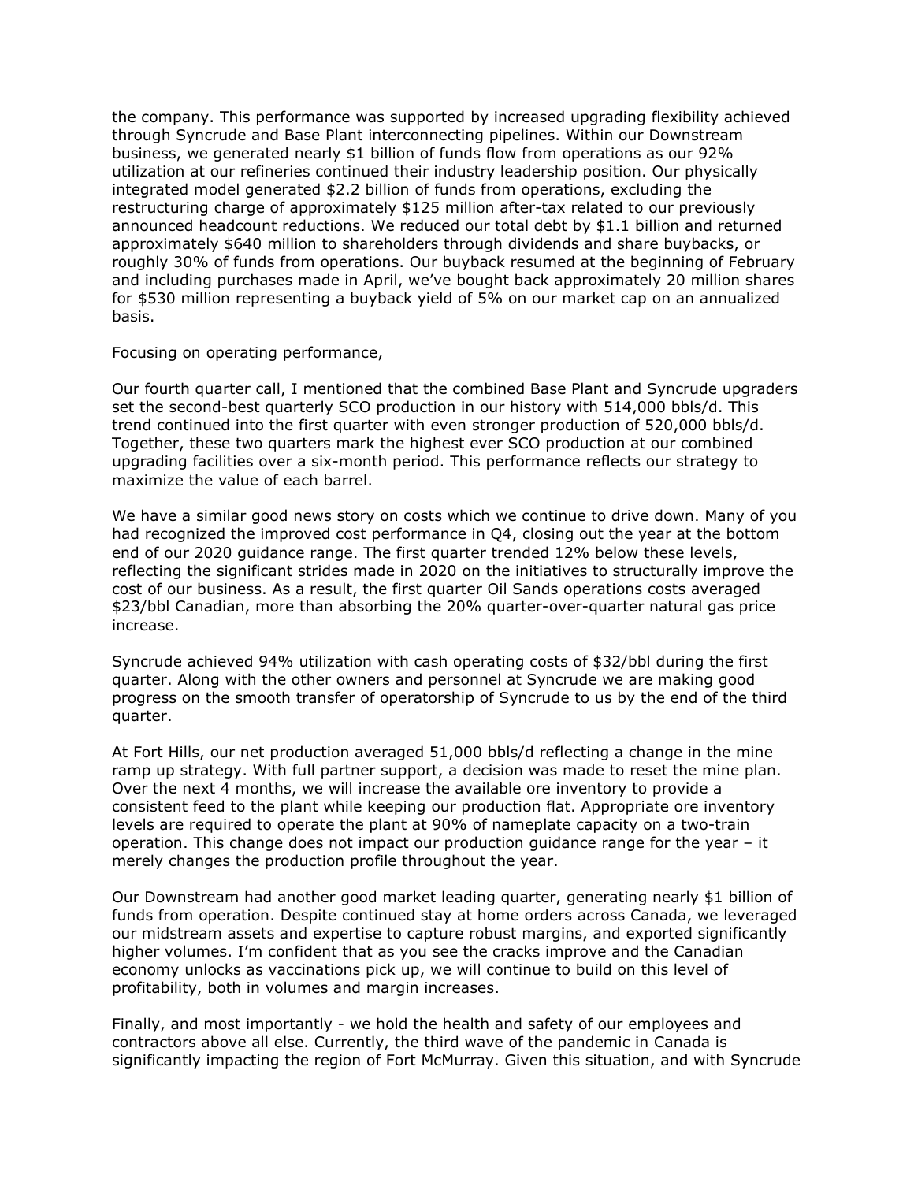the company. This performance was supported by increased upgrading flexibility achieved through Syncrude and Base Plant interconnecting pipelines. Within our Downstream business, we generated nearly $1 billion of funds flow from operations as our 92% utilization at our refineries continued their industry leadership position. Our physically integrated model generated $2.2 billion of funds from operations, excluding the restructuring charge of approximately $125 million after-tax related to our previously announced headcount reductions. We reduced our total debt by $1.1 billion and returned approximately $640 million to shareholders through dividends and share buybacks, or roughly 30% of funds from operations. Our buyback resumed at the beginning of February and including purchases made in April, we've bought back approximately 20 million shares for $530 million representing a buyback yield of 5% on our market cap on an annualized basis.

Focusing on operating performance,

Our fourth quarter call, I mentioned that the combined Base Plant and Syncrude upgraders set the second-best quarterly SCO production in our history with 514,000 bbls/d. This trend continued into the first quarter with even stronger production of 520,000 bbls/d. Together, these two quarters mark the highest ever SCO production at our combined upgrading facilities over a six-month period. This performance reflects our strategy to maximize the value of each barrel.

We have a similar good news story on costs which we continue to drive down. Many of you had recognized the improved cost performance in Q4, closing out the year at the bottom end of our 2020 guidance range. The first quarter trended 12% below these levels, reflecting the significant strides made in 2020 on the initiatives to structurally improve the cost of our business. As a result, the first quarter Oil Sands operations costs averaged $23/bbl Canadian, more than absorbing the 20% quarter-over-quarter natural gas price increase.

Syncrude achieved 94% utilization with cash operating costs of $32/bbl during the first quarter. Along with the other owners and personnel at Syncrude we are making good progress on the smooth transfer of operatorship of Syncrude to us by the end of the third quarter.

At Fort Hills, our net production averaged 51,000 bbls/d reflecting a change in the mine ramp up strategy. With full partner support, a decision was made to reset the mine plan. Over the next 4 months, we will increase the available ore inventory to provide a consistent feed to the plant while keeping our production flat. Appropriate ore inventory levels are required to operate the plant at 90% of nameplate capacity on a two-train operation. This change does not impact our production guidance range for the year – it merely changes the production profile throughout the year.

Our Downstream had another good market leading quarter, generating nearly $1 billion of funds from operation. Despite continued stay at home orders across Canada, we leveraged our midstream assets and expertise to capture robust margins, and exported significantly higher volumes. I'm confident that as you see the cracks improve and the Canadian economy unlocks as vaccinations pick up, we will continue to build on this level of profitability, both in volumes and margin increases.

Finally, and most importantly - we hold the health and safety of our employees and contractors above all else. Currently, the third wave of the pandemic in Canada is significantly impacting the region of Fort McMurray. Given this situation, and with Syncrude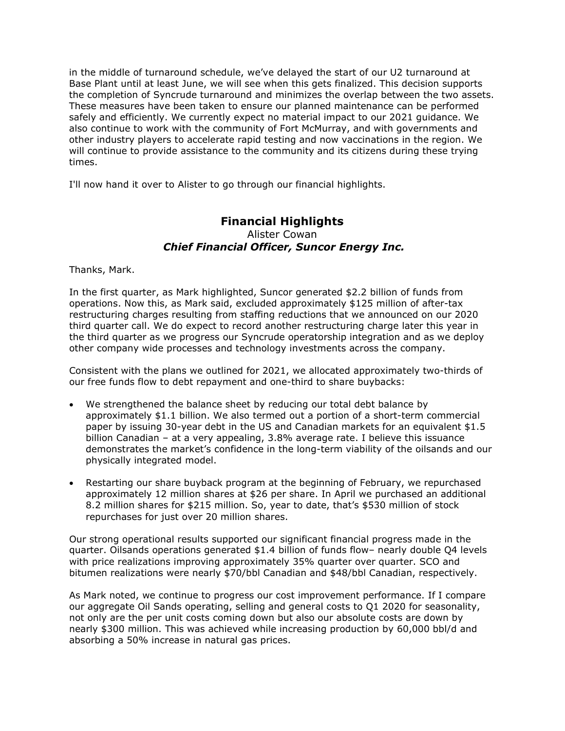in the middle of turnaround schedule, we've delayed the start of our U2 turnaround at Base Plant until at least June, we will see when this gets finalized. This decision supports the completion of Syncrude turnaround and minimizes the overlap between the two assets. These measures have been taken to ensure our planned maintenance can be performed safely and efficiently. We currently expect no material impact to our 2021 guidance. We also continue to work with the community of Fort McMurray, and with governments and other industry players to accelerate rapid testing and now vaccinations in the region. We will continue to provide assistance to the community and its citizens during these trying times.

I'll now hand it over to Alister to go through our financial highlights.

## Financial Highlights

Alister Cowan
***Chief Financial Officer, Suncor Energy Inc.***

Thanks, Mark.

In the first quarter, as Mark highlighted, Suncor generated $2.2 billion of funds from operations. Now this, as Mark said, excluded approximately $125 million of after-tax restructuring charges resulting from staffing reductions that we announced on our 2020 third quarter call. We do expect to record another restructuring charge later this year in the third quarter as we progress our Syncrude operatorship integration and as we deploy other company wide processes and technology investments across the company.

Consistent with the plans we outlined for 2021, we allocated approximately two-thirds of our free funds flow to debt repayment and one-third to share buybacks:

- We strengthened the balance sheet by reducing our total debt balance by approximately $1.1 billion. We also termed out a portion of a short-term commercial paper by issuing 30-year debt in the US and Canadian markets for an equivalent $1.5 billion Canadian – at a very appealing, 3.8% average rate. I believe this issuance demonstrates the market's confidence in the long-term viability of the oilsands and our physically integrated model.
- Restarting our share buyback program at the beginning of February, we repurchased approximately 12 million shares at $26 per share. In April we purchased an additional 8.2 million shares for $215 million. So, year to date, that's $530 million of stock repurchases for just over 20 million shares.

Our strong operational results supported our significant financial progress made in the quarter. Oilsands operations generated $1.4 billion of funds flow– nearly double Q4 levels with price realizations improving approximately 35% quarter over quarter. SCO and bitumen realizations were nearly $70/bbl Canadian and $48/bbl Canadian, respectively.

As Mark noted, we continue to progress our cost improvement performance. If I compare our aggregate Oil Sands operating, selling and general costs to Q1 2020 for seasonality, not only are the per unit costs coming down but also our absolute costs are down by nearly $300 million. This was achieved while increasing production by 60,000 bbl/d and absorbing a 50% increase in natural gas prices.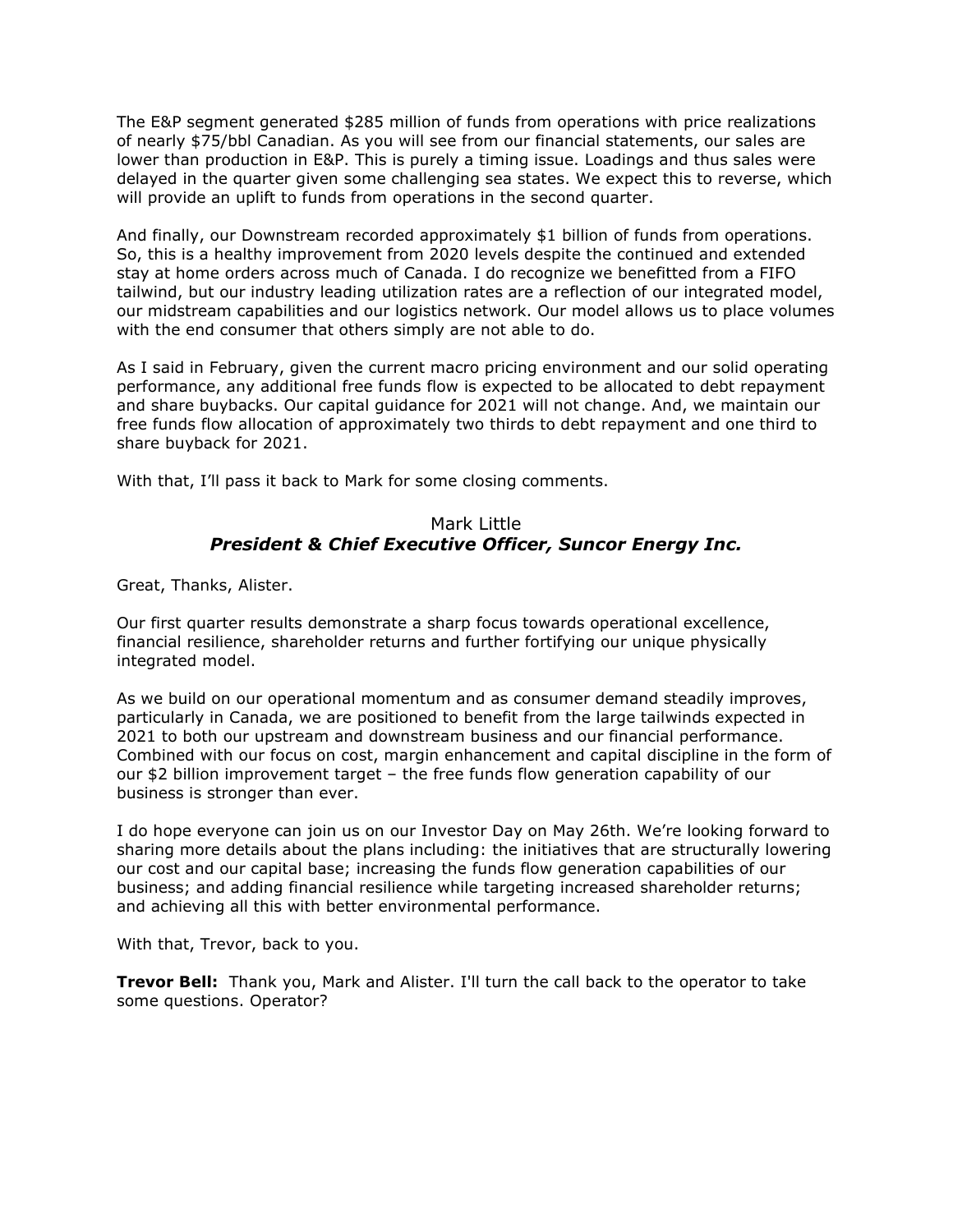The E&P segment generated $285 million of funds from operations with price realizations of nearly $75/bbl Canadian. As you will see from our financial statements, our sales are lower than production in E&P. This is purely a timing issue. Loadings and thus sales were delayed in the quarter given some challenging sea states. We expect this to reverse, which will provide an uplift to funds from operations in the second quarter.

And finally, our Downstream recorded approximately $1 billion of funds from operations. So, this is a healthy improvement from 2020 levels despite the continued and extended stay at home orders across much of Canada. I do recognize we benefitted from a FIFO tailwind, but our industry leading utilization rates are a reflection of our integrated model, our midstream capabilities and our logistics network. Our model allows us to place volumes with the end consumer that others simply are not able to do.

As I said in February, given the current macro pricing environment and our solid operating performance, any additional free funds flow is expected to be allocated to debt repayment and share buybacks. Our capital guidance for 2021 will not change. And, we maintain our free funds flow allocation of approximately two thirds to debt repayment and one third to share buyback for 2021.

With that, I'll pass it back to Mark for some closing comments.

### Mark Little
### ***President & Chief Executive Officer, Suncor Energy Inc.***

Great, Thanks, Alister.

Our first quarter results demonstrate a sharp focus towards operational excellence, financial resilience, shareholder returns and further fortifying our unique physically integrated model.

As we build on our operational momentum and as consumer demand steadily improves, particularly in Canada, we are positioned to benefit from the large tailwinds expected in 2021 to both our upstream and downstream business and our financial performance. Combined with our focus on cost, margin enhancement and capital discipline in the form of our $2 billion improvement target – the free funds flow generation capability of our business is stronger than ever.

I do hope everyone can join us on our Investor Day on May 26th. We're looking forward to sharing more details about the plans including: the initiatives that are structurally lowering our cost and our capital base; increasing the funds flow generation capabilities of our business; and adding financial resilience while targeting increased shareholder returns; and achieving all this with better environmental performance.

With that, Trevor, back to you.

**Trevor Bell:** Thank you, Mark and Alister. I'll turn the call back to the operator to take some questions. Operator?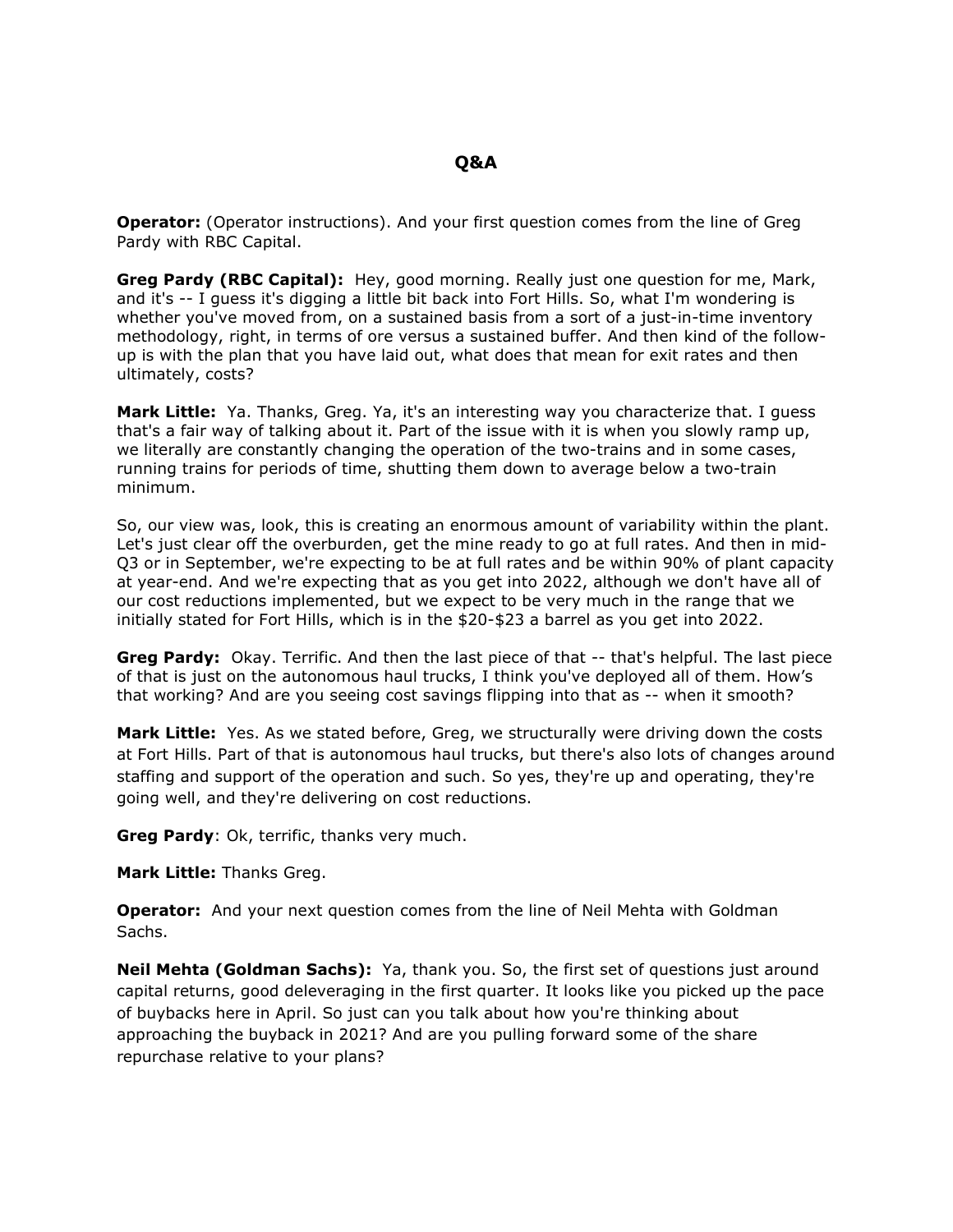## Q&A

**Operator:** (Operator instructions). And your first question comes from the line of Greg Pardy with RBC Capital.

**Greg Pardy (RBC Capital):** Hey, good morning. Really just one question for me, Mark, and it's -- I guess it's digging a little bit back into Fort Hills. So, what I'm wondering is whether you've moved from, on a sustained basis from a sort of a just-in-time inventory methodology, right, in terms of ore versus a sustained buffer. And then kind of the follow-up is with the plan that you have laid out, what does that mean for exit rates and then ultimately, costs?

**Mark Little:** Ya. Thanks, Greg. Ya, it's an interesting way you characterize that. I guess that's a fair way of talking about it. Part of the issue with it is when you slowly ramp up, we literally are constantly changing the operation of the two-trains and in some cases, running trains for periods of time, shutting them down to average below a two-train minimum.

So, our view was, look, this is creating an enormous amount of variability within the plant. Let's just clear off the overburden, get the mine ready to go at full rates. And then in mid-Q3 or in September, we're expecting to be at full rates and be within 90% of plant capacity at year-end. And we're expecting that as you get into 2022, although we don't have all of our cost reductions implemented, but we expect to be very much in the range that we initially stated for Fort Hills, which is in the $20-$23 a barrel as you get into 2022.

**Greg Pardy:** Okay. Terrific. And then the last piece of that -- that's helpful. The last piece of that is just on the autonomous haul trucks, I think you've deployed all of them. How's that working? And are you seeing cost savings flipping into that as -- when it smooth?

**Mark Little:** Yes. As we stated before, Greg, we structurally were driving down the costs at Fort Hills. Part of that is autonomous haul trucks, but there's also lots of changes around staffing and support of the operation and such. So yes, they're up and operating, they're going well, and they're delivering on cost reductions.

**Greg Pardy**: Ok, terrific, thanks very much.

**Mark Little:** Thanks Greg.

**Operator:** And your next question comes from the line of Neil Mehta with Goldman Sachs.

**Neil Mehta (Goldman Sachs):** Ya, thank you. So, the first set of questions just around capital returns, good deleveraging in the first quarter. It looks like you picked up the pace of buybacks here in April. So just can you talk about how you're thinking about approaching the buyback in 2021? And are you pulling forward some of the share repurchase relative to your plans?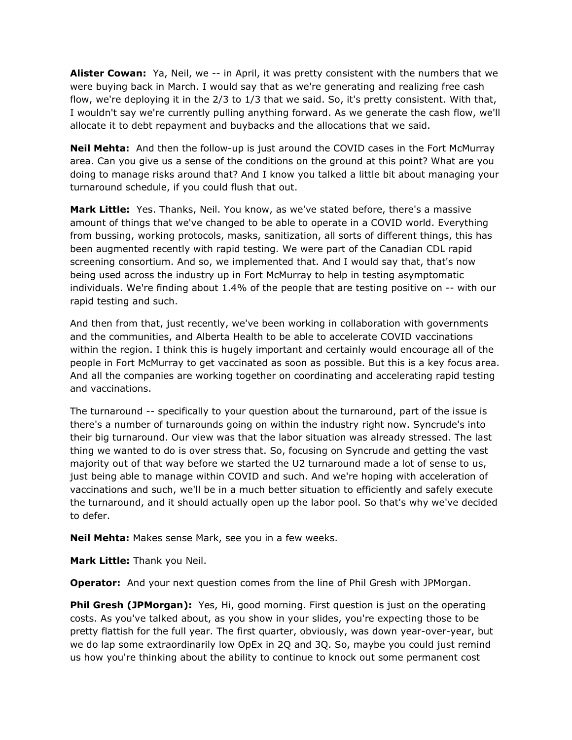**Alister Cowan:** Ya, Neil, we -- in April, it was pretty consistent with the numbers that we were buying back in March. I would say that as we're generating and realizing free cash flow, we're deploying it in the 2/3 to 1/3 that we said. So, it's pretty consistent. With that, I wouldn't say we're currently pulling anything forward. As we generate the cash flow, we'll allocate it to debt repayment and buybacks and the allocations that we said.

**Neil Mehta:** And then the follow-up is just around the COVID cases in the Fort McMurray area. Can you give us a sense of the conditions on the ground at this point? What are you doing to manage risks around that? And I know you talked a little bit about managing your turnaround schedule, if you could flush that out.

**Mark Little:** Yes. Thanks, Neil. You know, as we've stated before, there's a massive amount of things that we've changed to be able to operate in a COVID world. Everything from bussing, working protocols, masks, sanitization, all sorts of different things, this has been augmented recently with rapid testing. We were part of the Canadian CDL rapid screening consortium. And so, we implemented that. And I would say that, that's now being used across the industry up in Fort McMurray to help in testing asymptomatic individuals. We're finding about 1.4% of the people that are testing positive on -- with our rapid testing and such.

And then from that, just recently, we've been working in collaboration with governments and the communities, and Alberta Health to be able to accelerate COVID vaccinations within the region. I think this is hugely important and certainly would encourage all of the people in Fort McMurray to get vaccinated as soon as possible. But this is a key focus area. And all the companies are working together on coordinating and accelerating rapid testing and vaccinations.

The turnaround -- specifically to your question about the turnaround, part of the issue is there's a number of turnarounds going on within the industry right now. Syncrude's into their big turnaround. Our view was that the labor situation was already stressed. The last thing we wanted to do is over stress that. So, focusing on Syncrude and getting the vast majority out of that way before we started the U2 turnaround made a lot of sense to us, just being able to manage within COVID and such. And we're hoping with acceleration of vaccinations and such, we'll be in a much better situation to efficiently and safely execute the turnaround, and it should actually open up the labor pool. So that's why we've decided to defer.

**Neil Mehta:** Makes sense Mark, see you in a few weeks.

**Mark Little:** Thank you Neil.

**Operator:** And your next question comes from the line of Phil Gresh with JPMorgan.

**Phil Gresh (JPMorgan):** Yes, Hi, good morning. First question is just on the operating costs. As you've talked about, as you show in your slides, you're expecting those to be pretty flattish for the full year. The first quarter, obviously, was down year-over-year, but we do lap some extraordinarily low OpEx in 2Q and 3Q. So, maybe you could just remind us how you're thinking about the ability to continue to knock out some permanent cost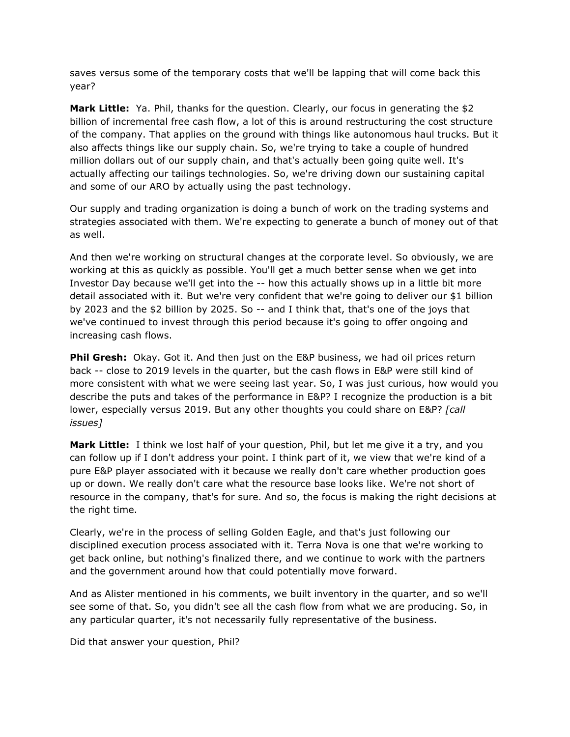saves versus some of the temporary costs that we'll be lapping that will come back this year?

**Mark Little:** Ya. Phil, thanks for the question. Clearly, our focus in generating the $2 billion of incremental free cash flow, a lot of this is around restructuring the cost structure of the company. That applies on the ground with things like autonomous haul trucks. But it also affects things like our supply chain. So, we're trying to take a couple of hundred million dollars out of our supply chain, and that's actually been going quite well. It's actually affecting our tailings technologies. So, we're driving down our sustaining capital and some of our ARO by actually using the past technology.

Our supply and trading organization is doing a bunch of work on the trading systems and strategies associated with them. We're expecting to generate a bunch of money out of that as well.

And then we're working on structural changes at the corporate level. So obviously, we are working at this as quickly as possible. You'll get a much better sense when we get into Investor Day because we'll get into the -- how this actually shows up in a little bit more detail associated with it. But we're very confident that we're going to deliver our $1 billion by 2023 and the $2 billion by 2025. So -- and I think that, that's one of the joys that we've continued to invest through this period because it's going to offer ongoing and increasing cash flows.

**Phil Gresh:** Okay. Got it. And then just on the E&P business, we had oil prices return back -- close to 2019 levels in the quarter, but the cash flows in E&P were still kind of more consistent with what we were seeing last year. So, I was just curious, how would you describe the puts and takes of the performance in E&P? I recognize the production is a bit lower, especially versus 2019. But any other thoughts you could share on E&P? *[call issues]*

**Mark Little:** I think we lost half of your question, Phil, but let me give it a try, and you can follow up if I don't address your point. I think part of it, we view that we're kind of a pure E&P player associated with it because we really don't care whether production goes up or down. We really don't care what the resource base looks like. We're not short of resource in the company, that's for sure. And so, the focus is making the right decisions at the right time.

Clearly, we're in the process of selling Golden Eagle, and that's just following our disciplined execution process associated with it. Terra Nova is one that we're working to get back online, but nothing's finalized there, and we continue to work with the partners and the government around how that could potentially move forward.

And as Alister mentioned in his comments, we built inventory in the quarter, and so we'll see some of that. So, you didn't see all the cash flow from what we are producing. So, in any particular quarter, it's not necessarily fully representative of the business.

Did that answer your question, Phil?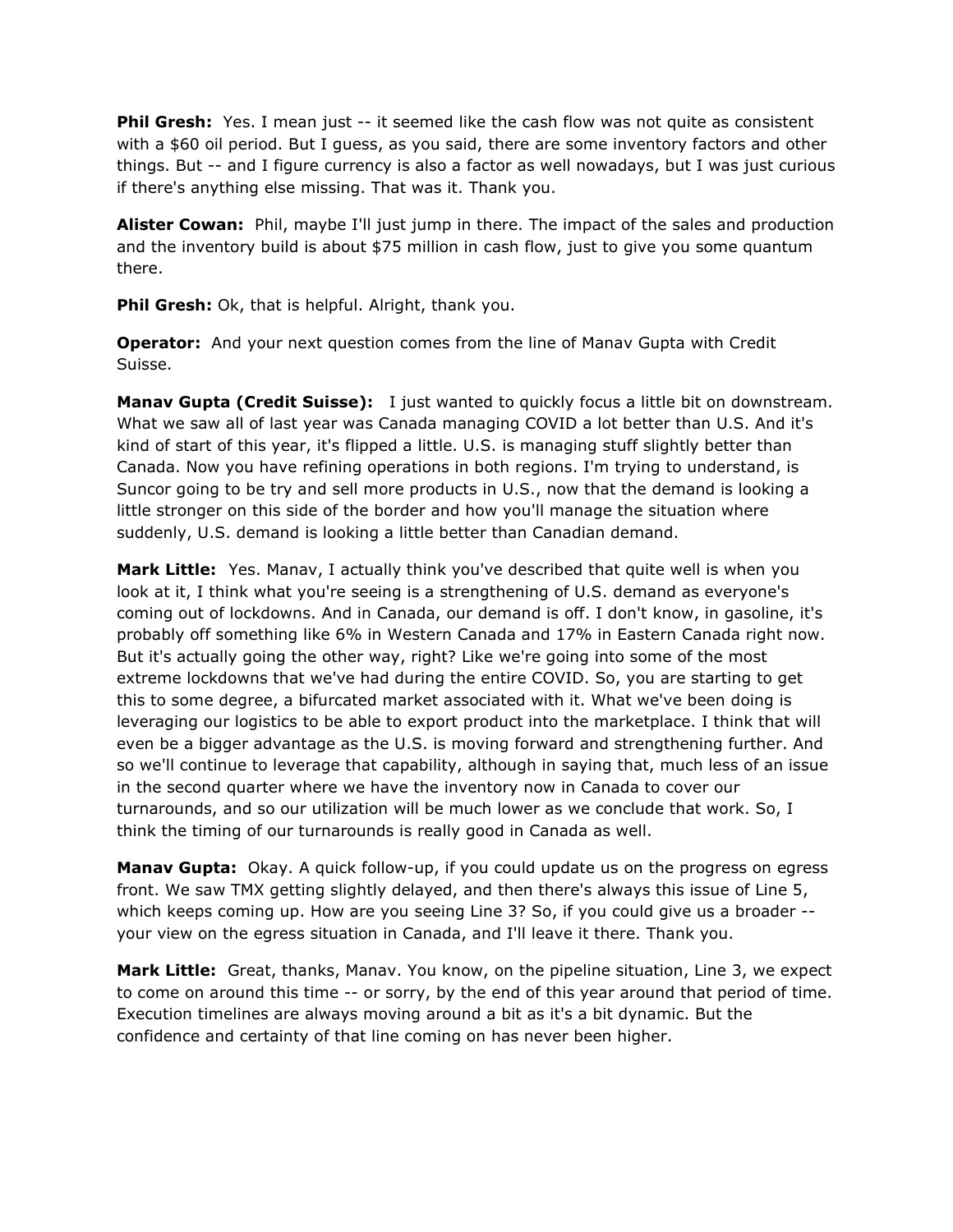**Phil Gresh:** Yes. I mean just -- it seemed like the cash flow was not quite as consistent with a $60 oil period. But I guess, as you said, there are some inventory factors and other things. But -- and I figure currency is also a factor as well nowadays, but I was just curious if there's anything else missing. That was it. Thank you.

**Alister Cowan:** Phil, maybe I'll just jump in there. The impact of the sales and production and the inventory build is about $75 million in cash flow, just to give you some quantum there.

**Phil Gresh:** Ok, that is helpful. Alright, thank you.

**Operator:** And your next question comes from the line of Manav Gupta with Credit Suisse.

**Manav Gupta (Credit Suisse):** I just wanted to quickly focus a little bit on downstream. What we saw all of last year was Canada managing COVID a lot better than U.S. And it's kind of start of this year, it's flipped a little. U.S. is managing stuff slightly better than Canada. Now you have refining operations in both regions. I'm trying to understand, is Suncor going to be try and sell more products in U.S., now that the demand is looking a little stronger on this side of the border and how you'll manage the situation where suddenly, U.S. demand is looking a little better than Canadian demand.

**Mark Little:** Yes. Manav, I actually think you've described that quite well is when you look at it, I think what you're seeing is a strengthening of U.S. demand as everyone's coming out of lockdowns. And in Canada, our demand is off. I don't know, in gasoline, it's probably off something like 6% in Western Canada and 17% in Eastern Canada right now. But it's actually going the other way, right? Like we're going into some of the most extreme lockdowns that we've had during the entire COVID. So, you are starting to get this to some degree, a bifurcated market associated with it. What we've been doing is leveraging our logistics to be able to export product into the marketplace. I think that will even be a bigger advantage as the U.S. is moving forward and strengthening further. And so we'll continue to leverage that capability, although in saying that, much less of an issue in the second quarter where we have the inventory now in Canada to cover our turnarounds, and so our utilization will be much lower as we conclude that work. So, I think the timing of our turnarounds is really good in Canada as well.

**Manav Gupta:** Okay. A quick follow-up, if you could update us on the progress on egress front. We saw TMX getting slightly delayed, and then there's always this issue of Line 5, which keeps coming up. How are you seeing Line 3? So, if you could give us a broader -- your view on the egress situation in Canada, and I'll leave it there. Thank you.

**Mark Little:** Great, thanks, Manav. You know, on the pipeline situation, Line 3, we expect to come on around this time -- or sorry, by the end of this year around that period of time. Execution timelines are always moving around a bit as it's a bit dynamic. But the confidence and certainty of that line coming on has never been higher.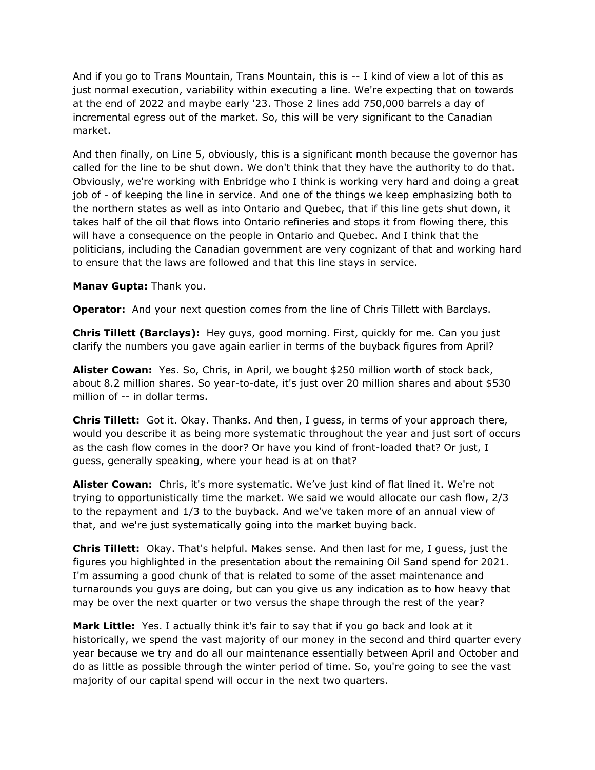And if you go to Trans Mountain, Trans Mountain, this is -- I kind of view a lot of this as just normal execution, variability within executing a line. We're expecting that on towards at the end of 2022 and maybe early '23. Those 2 lines add 750,000 barrels a day of incremental egress out of the market. So, this will be very significant to the Canadian market.

And then finally, on Line 5, obviously, this is a significant month because the governor has called for the line to be shut down. We don't think that they have the authority to do that. Obviously, we're working with Enbridge who I think is working very hard and doing a great job of - of keeping the line in service. And one of the things we keep emphasizing both to the northern states as well as into Ontario and Quebec, that if this line gets shut down, it takes half of the oil that flows into Ontario refineries and stops it from flowing there, this will have a consequence on the people in Ontario and Quebec. And I think that the politicians, including the Canadian government are very cognizant of that and working hard to ensure that the laws are followed and that this line stays in service.

**Manav Gupta:** Thank you.

**Operator:** And your next question comes from the line of Chris Tillett with Barclays.

**Chris Tillett (Barclays):** Hey guys, good morning. First, quickly for me. Can you just clarify the numbers you gave again earlier in terms of the buyback figures from April?

**Alister Cowan:** Yes. So, Chris, in April, we bought $250 million worth of stock back, about 8.2 million shares. So year-to-date, it's just over 20 million shares and about $530 million of -- in dollar terms.

**Chris Tillett:** Got it. Okay. Thanks. And then, I guess, in terms of your approach there, would you describe it as being more systematic throughout the year and just sort of occurs as the cash flow comes in the door? Or have you kind of front-loaded that? Or just, I guess, generally speaking, where your head is at on that?

**Alister Cowan:** Chris, it's more systematic. We've just kind of flat lined it. We're not trying to opportunistically time the market. We said we would allocate our cash flow, 2/3 to the repayment and 1/3 to the buyback. And we've taken more of an annual view of that, and we're just systematically going into the market buying back.

**Chris Tillett:** Okay. That's helpful. Makes sense. And then last for me, I guess, just the figures you highlighted in the presentation about the remaining Oil Sand spend for 2021. I'm assuming a good chunk of that is related to some of the asset maintenance and turnarounds you guys are doing, but can you give us any indication as to how heavy that may be over the next quarter or two versus the shape through the rest of the year?

**Mark Little:** Yes. I actually think it's fair to say that if you go back and look at it historically, we spend the vast majority of our money in the second and third quarter every year because we try and do all our maintenance essentially between April and October and do as little as possible through the winter period of time. So, you're going to see the vast majority of our capital spend will occur in the next two quarters.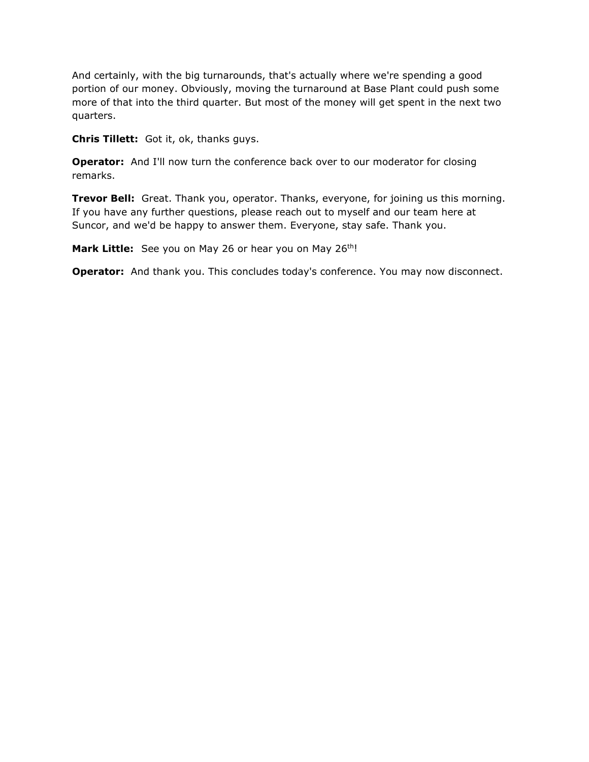And certainly, with the big turnarounds, that's actually where we're spending a good portion of our money. Obviously, moving the turnaround at Base Plant could push some more of that into the third quarter. But most of the money will get spent in the next two quarters.

**Chris Tillett:** Got it, ok, thanks guys.

**Operator:** And I'll now turn the conference back over to our moderator for closing remarks.

**Trevor Bell:** Great. Thank you, operator. Thanks, everyone, for joining us this morning. If you have any further questions, please reach out to myself and our team here at Suncor, and we'd be happy to answer them. Everyone, stay safe. Thank you.

**Mark Little:** See you on May 26 or hear you on May 26th!

**Operator:** And thank you. This concludes today's conference. You may now disconnect.